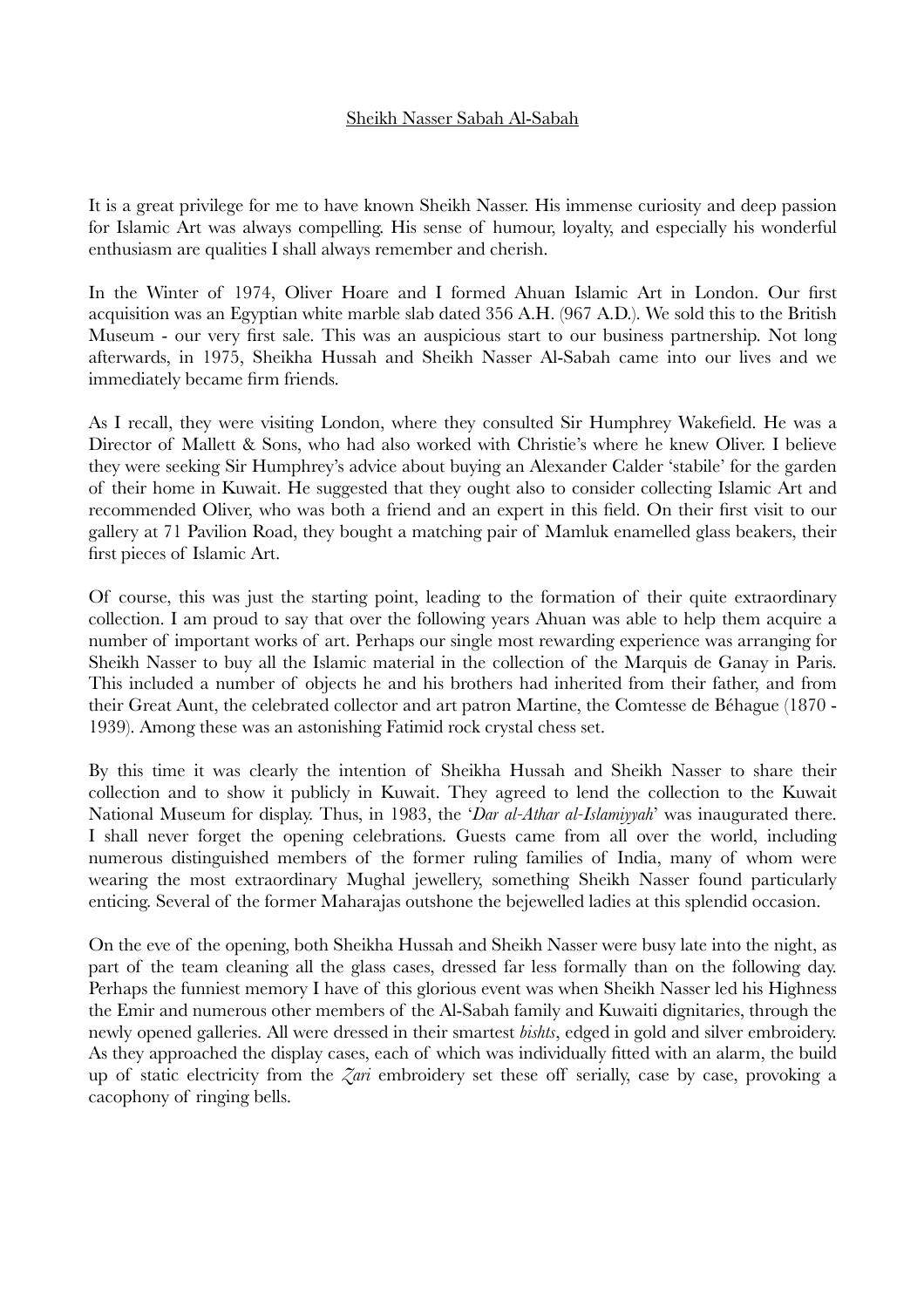<u>Sheikh Nasser Sabah Al-Sabah</u>

It is a great privilege for me to have known Sheikh Nasser. His immense curiosity and deep passion for Islamic Art was always compelling. His sense of humour, loyalty, and especially his wonderful enthusiasm are qualities I shall always remember and cherish.

In the Winter of 1974, Oliver Hoare and I formed Ahuan Islamic Art in London. Our first acquisition was an Egyptian white marble slab dated 356 A.H. (967 A.D.). We sold this to the British Museum - our very first sale. This was an auspicious start to our business partnership. Not long afterwards, in 1975, Sheikha Hussah and Sheikh Nasser Al-Sabah came into our lives and we immediately became firm friends.

As I recall, they were visiting London, where they consulted Sir Humphrey Wakefield. He was a Director of Mallett & Sons, who had also worked with Christie's where he knew Oliver. I believe they were seeking Sir Humphrey's advice about buying an Alexander Calder 'stabile' for the garden of their home in Kuwait. He suggested that they ought also to consider collecting Islamic Art and recommended Oliver, who was both a friend and an expert in this field. On their first visit to our gallery at 71 Pavilion Road, they bought a matching pair of Mamluk enamelled glass beakers, their first pieces of Islamic Art.

Of course, this was just the starting point, leading to the formation of their quite extraordinary collection. I am proud to say that over the following years Ahuan was able to help them acquire a number of important works of art. Perhaps our single most rewarding experience was arranging for Sheikh Nasser to buy all the Islamic material in the collection of the Marquis de Ganay in Paris. This included a number of objects he and his brothers had inherited from their father, and from their Great Aunt, the celebrated collector and art patron Martine, the Comtesse de Béhague (1870 - 1939). Among these was an astonishing Fatimid rock crystal chess set.

By this time it was clearly the intention of Sheikha Hussah and Sheikh Nasser to share their collection and to show it publicly in Kuwait. They agreed to lend the collection to the Kuwait National Museum for display. Thus, in 1983, the '*Dar al-Athar al-Islamiyyah*' was inaugurated there. I shall never forget the opening celebrations. Guests came from all over the world, including numerous distinguished members of the former ruling families of India, many of whom were wearing the most extraordinary Mughal jewellery, something Sheikh Nasser found particularly enticing. Several of the former Maharajas outshone the bejewelled ladies at this splendid occasion.

On the eve of the opening, both Sheikha Hussah and Sheikh Nasser were busy late into the night, as part of the team cleaning all the glass cases, dressed far less formally than on the following day. Perhaps the funniest memory I have of this glorious event was when Sheikh Nasser led his Highness the Emir and numerous other members of the Al-Sabah family and Kuwaiti dignitaries, through the newly opened galleries. All were dressed in their smartest *bishts*, edged in gold and silver embroidery. As they approached the display cases, each of which was individually fitted with an alarm, the build up of static electricity from the *Zari* embroidery set these off serially, case by case, provoking a cacophony of ringing bells.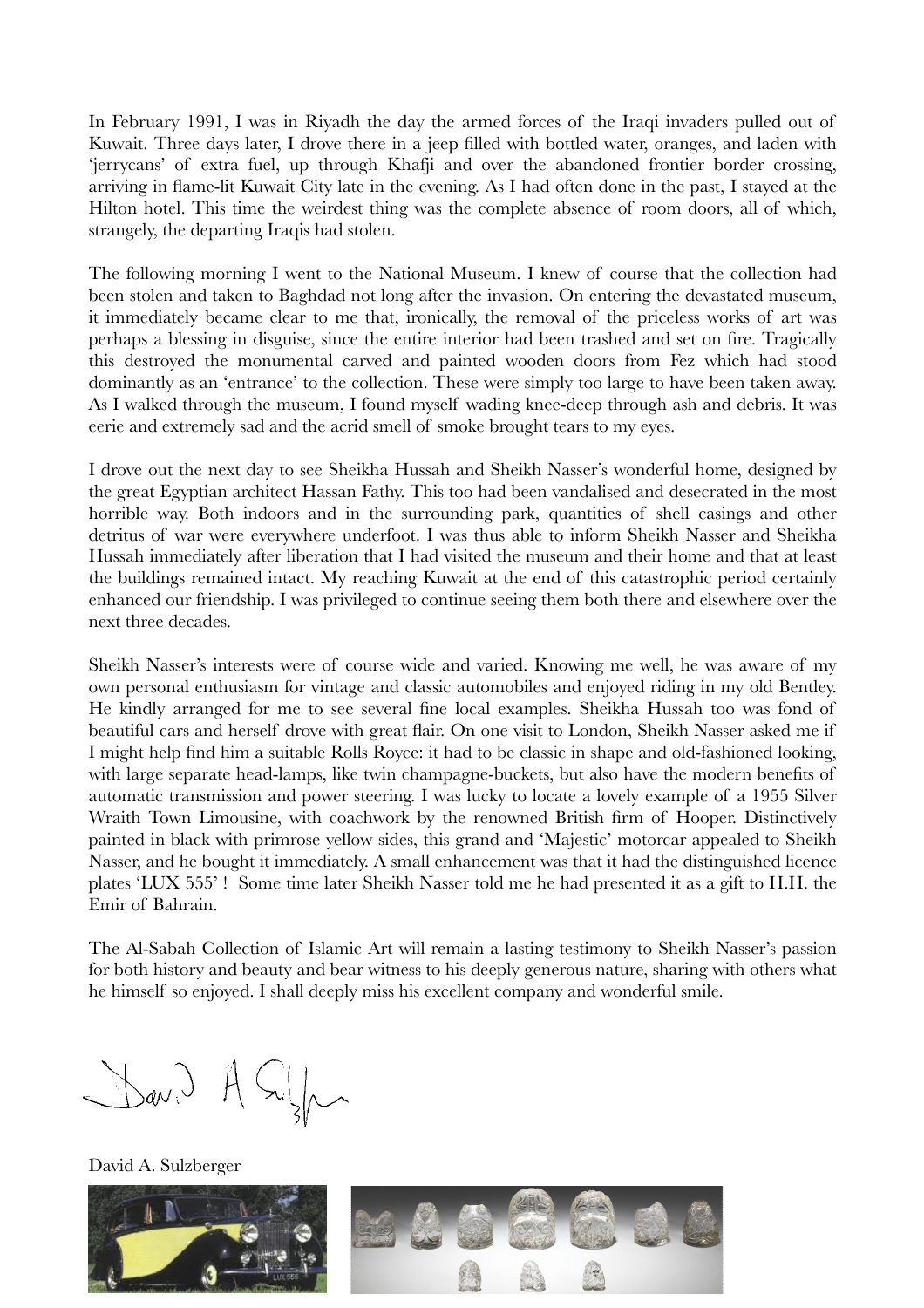In February 1991, I was in Riyadh the day the armed forces of the Iraqi invaders pulled out of Kuwait. Three days later, I drove there in a jeep filled with bottled water, oranges, and laden with 'jerrycans' of extra fuel, up through Khafji and over the abandoned frontier border crossing, arriving in flame-lit Kuwait City late in the evening. As I had often done in the past, I stayed at the Hilton hotel. This time the weirdest thing was the complete absence of room doors, all of which, strangely, the departing Iraqis had stolen.

The following morning I went to the National Museum. I knew of course that the collection had been stolen and taken to Baghdad not long after the invasion. On entering the devastated museum, it immediately became clear to me that, ironically, the removal of the priceless works of art was perhaps a blessing in disguise, since the entire interior had been trashed and set on fire. Tragically this destroyed the monumental carved and painted wooden doors from Fez which had stood dominantly as an 'entrance' to the collection. These were simply too large to have been taken away. As I walked through the museum, I found myself wading knee-deep through ash and debris. It was eerie and extremely sad and the acrid smell of smoke brought tears to my eyes.

I drove out the next day to see Sheikha Hussah and Sheikh Nasser's wonderful home, designed by the great Egyptian architect Hassan Fathy. This too had been vandalised and desecrated in the most horrible way. Both indoors and in the surrounding park, quantities of shell casings and other detritus of war were everywhere underfoot. I was thus able to inform Sheikh Nasser and Sheikha Hussah immediately after liberation that I had visited the museum and their home and that at least the buildings remained intact. My reaching Kuwait at the end of this catastrophic period certainly enhanced our friendship. I was privileged to continue seeing them both there and elsewhere over the next three decades.

Sheikh Nasser's interests were of course wide and varied. Knowing me well, he was aware of my own personal enthusiasm for vintage and classic automobiles and enjoyed riding in my old Bentley. He kindly arranged for me to see several fine local examples. Sheikha Hussah too was fond of beautiful cars and herself drove with great flair. On one visit to London, Sheikh Nasser asked me if I might help find him a suitable Rolls Royce: it had to be classic in shape and old-fashioned looking, with large separate head-lamps, like twin champagne-buckets, but also have the modern benefits of automatic transmission and power steering. I was lucky to locate a lovely example of a 1955 Silver Wraith Town Limousine, with coachwork by the renowned British firm of Hooper. Distinctively painted in black with primrose yellow sides, this grand and 'Majestic' motorcar appealed to Sheikh Nasser, and he bought it immediately. A small enhancement was that it had the distinguished licence plates 'LUX 555' ! Some time later Sheikh Nasser told me he had presented it as a gift to H.H. the Emir of Bahrain.

The Al-Sabah Collection of Islamic Art will remain a lasting testimony to Sheikh Nasser's passion for both history and beauty and bear witness to his deeply generous nature, sharing with others what he himself so enjoyed. I shall deeply miss his excellent company and wonderful smile.

David A. Sulzberger